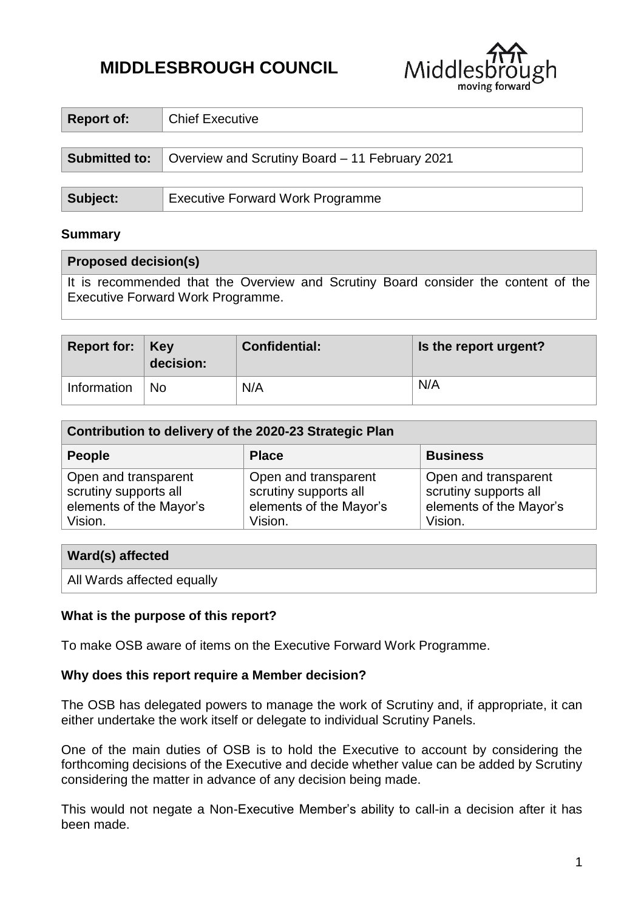# MIDDLESBROUGH COUNCIL

| Report of: | Chief Executive |
|---|---|

| Submitted to: | Overview and Scrutiny Board – 11 February 2021 |
|---|---|

| Subject: | Executive Forward Work Programme |
|---|---|

**Summary**

| Proposed decision(s) |
|---|
| It is recommended that the Overview and Scrutiny Board consider the content of the Executive Forward Work Programme. |

| Report for: | Key decision: | Confidential: | Is the report urgent? |
|---|---|---|---|
| Information | No | N/A | N/A |

| Contribution to delivery of the 2020-23 Strategic Plan | | |
|---|---|---|
| **People** | **Place** | **Business** |
| Open and transparent scrutiny supports all elements of the Mayor's Vision. | Open and transparent scrutiny supports all elements of the Mayor's Vision. | Open and transparent scrutiny supports all elements of the Mayor's Vision. |

| Ward(s) affected |
|---|
| All Wards affected equally |

**What is the purpose of this report?**

To make OSB aware of items on the Executive Forward Work Programme.

**Why does this report require a Member decision?**

The OSB has delegated powers to manage the work of Scrutiny and, if appropriate, it can either undertake the work itself or delegate to individual Scrutiny Panels.

One of the main duties of OSB is to hold the Executive to account by considering the forthcoming decisions of the Executive and decide whether value can be added by Scrutiny considering the matter in advance of any decision being made.

This would not negate a Non-Executive Member's ability to call-in a decision after it has been made.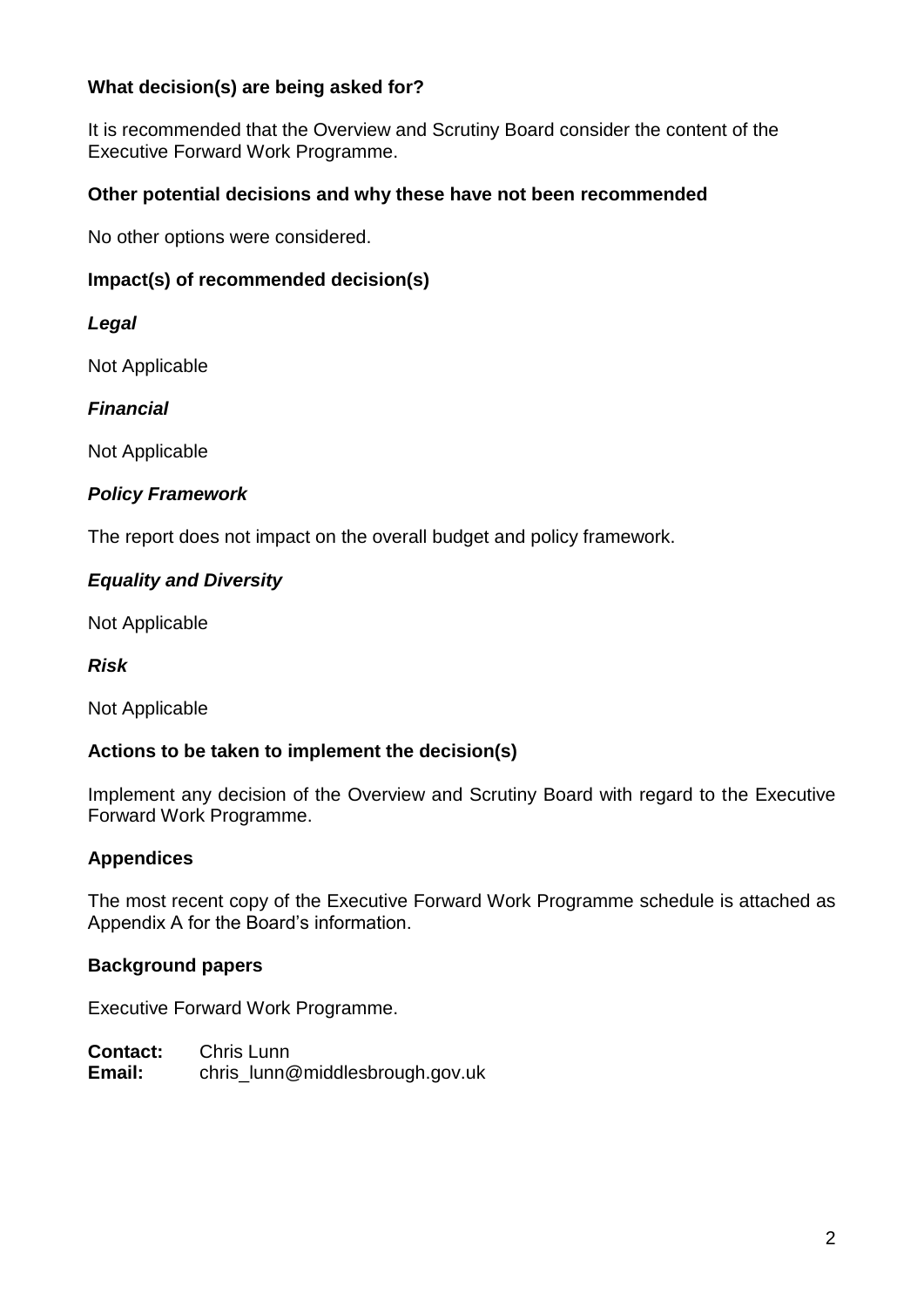**What decision(s) are being asked for?**

It is recommended that the Overview and Scrutiny Board consider the content of the Executive Forward Work Programme.

**Other potential decisions and why these have not been recommended**

No other options were considered.

**Impact(s) of recommended decision(s)**

***Legal***

Not Applicable

***Financial***

Not Applicable

***Policy Framework***

The report does not impact on the overall budget and policy framework.

***Equality and Diversity***

Not Applicable

***Risk***

Not Applicable

**Actions to be taken to implement the decision(s)**

Implement any decision of the Overview and Scrutiny Board with regard to the Executive Forward Work Programme.

**Appendices**

The most recent copy of the Executive Forward Work Programme schedule is attached as Appendix A for the Board's information.

**Background papers**

Executive Forward Work Programme.

**Contact:** Chris Lunn
**Email:** chris_lunn@middlesbrough.gov.uk